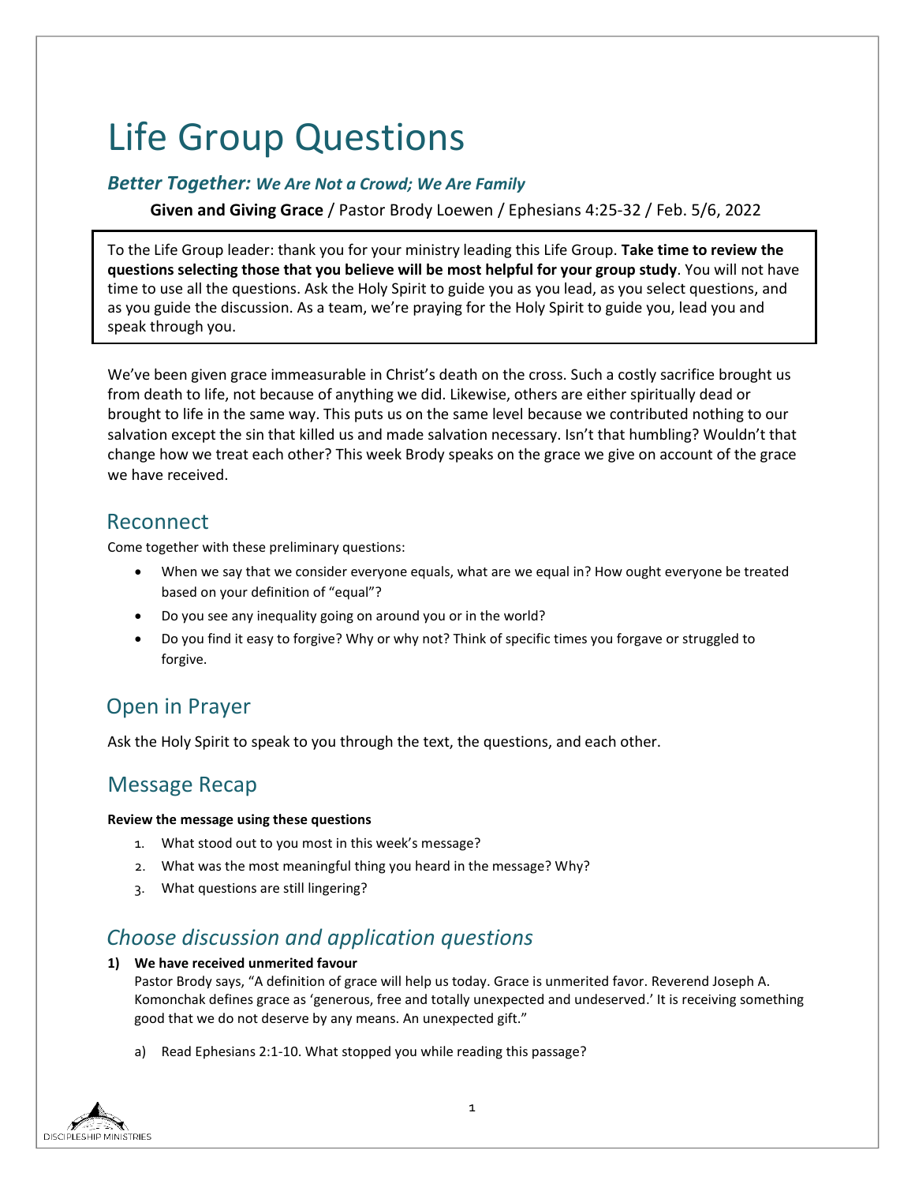# Life Group Questions

### ***Better Together:*** *We Are Not a Crowd; We Are Family*

**Given and Giving Grace** / Pastor Brody Loewen / Ephesians 4:25-32 / Feb. 5/6, 2022

To the Life Group leader: thank you for your ministry leading this Life Group. **Take time to review the questions selecting those that you believe will be most helpful for your group study**. You will not have time to use all the questions. Ask the Holy Spirit to guide you as you lead, as you select questions, and as you guide the discussion. As a team, we're praying for the Holy Spirit to guide you, lead you and speak through you.

We've been given grace immeasurable in Christ's death on the cross. Such a costly sacrifice brought us from death to life, not because of anything we did. Likewise, others are either spiritually dead or brought to life in the same way. This puts us on the same level because we contributed nothing to our salvation except the sin that killed us and made salvation necessary. Isn't that humbling? Wouldn't that change how we treat each other? This week Brody speaks on the grace we give on account of the grace we have received.

## Reconnect

Come together with these preliminary questions:

- When we say that we consider everyone equals, what are we equal in? How ought everyone be treated based on your definition of "equal"?
- Do you see any inequality going on around you or in the world?
- Do you find it easy to forgive? Why or why not? Think of specific times you forgave or struggled to forgive.

## Open in Prayer

Ask the Holy Spirit to speak to you through the text, the questions, and each other.

## Message Recap

**Review the message using these questions**

1. What stood out to you most in this week's message?
2. What was the most meaningful thing you heard in the message? Why?
3. What questions are still lingering?

## *Choose discussion and application questions*

**1) We have received unmerited favour**

Pastor Brody says, "A definition of grace will help us today. Grace is unmerited favor. Reverend Joseph A. Komonchak defines grace as 'generous, free and totally unexpected and undeserved.' It is receiving something good that we do not deserve by any means. An unexpected gift."

a) Read Ephesians 2:1-10. What stopped you while reading this passage?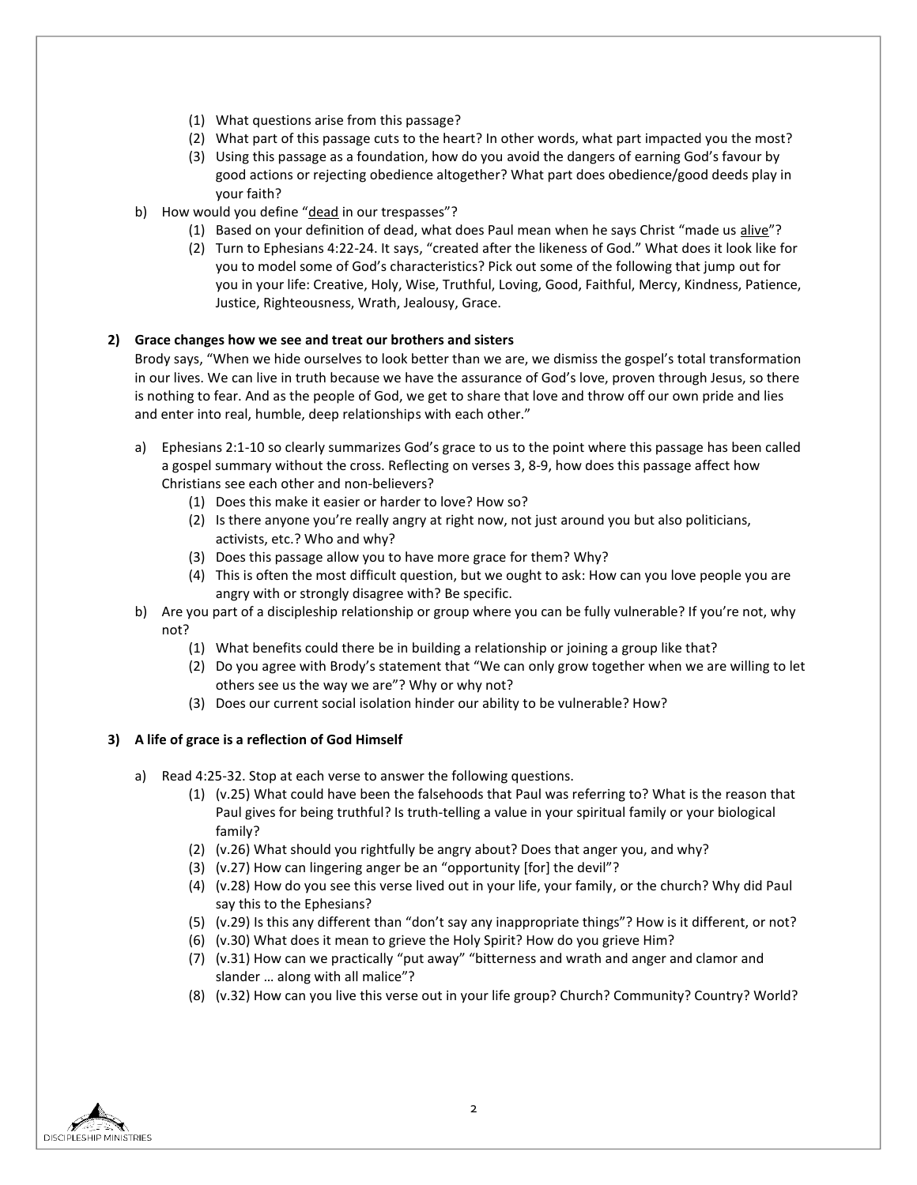(1) What questions arise from this passage?

(2) What part of this passage cuts to the heart? In other words, what part impacted you the most?

(3) Using this passage as a foundation, how do you avoid the dangers of earning God's favour by good actions or rejecting obedience altogether? What part does obedience/good deeds play in your faith?

b) How would you define "dead in our trespasses"?

(1) Based on your definition of dead, what does Paul mean when he says Christ "made us alive"?

(2) Turn to Ephesians 4:22-24. It says, "created after the likeness of God." What does it look like for you to model some of God's characteristics? Pick out some of the following that jump out for you in your life: Creative, Holy, Wise, Truthful, Loving, Good, Faithful, Mercy, Kindness, Patience, Justice, Righteousness, Wrath, Jealousy, Grace.

**2) Grace changes how we see and treat our brothers and sisters**

Brody says, "When we hide ourselves to look better than we are, we dismiss the gospel's total transformation in our lives. We can live in truth because we have the assurance of God's love, proven through Jesus, so there is nothing to fear. And as the people of God, we get to share that love and throw off our own pride and lies and enter into real, humble, deep relationships with each other."

a) Ephesians 2:1-10 so clearly summarizes God's grace to us to the point where this passage has been called a gospel summary without the cross. Reflecting on verses 3, 8-9, how does this passage affect how Christians see each other and non-believers?

(1) Does this make it easier or harder to love? How so?

(2) Is there anyone you're really angry at right now, not just around you but also politicians, activists, etc.? Who and why?

(3) Does this passage allow you to have more grace for them? Why?

(4) This is often the most difficult question, but we ought to ask: How can you love people you are angry with or strongly disagree with? Be specific.

b) Are you part of a discipleship relationship or group where you can be fully vulnerable? If you're not, why not?

(1) What benefits could there be in building a relationship or joining a group like that?

(2) Do you agree with Brody's statement that "We can only grow together when we are willing to let others see us the way we are"? Why or why not?

(3) Does our current social isolation hinder our ability to be vulnerable? How?

**3) A life of grace is a reflection of God Himself**

a) Read 4:25-32. Stop at each verse to answer the following questions.

(1) (v.25) What could have been the falsehoods that Paul was referring to? What is the reason that Paul gives for being truthful? Is truth-telling a value in your spiritual family or your biological family?

(2) (v.26) What should you rightfully be angry about? Does that anger you, and why?

(3) (v.27) How can lingering anger be an "opportunity [for] the devil"?

(4) (v.28) How do you see this verse lived out in your life, your family, or the church? Why did Paul say this to the Ephesians?

(5) (v.29) Is this any different than "don't say any inappropriate things"? How is it different, or not?

(6) (v.30) What does it mean to grieve the Holy Spirit? How do you grieve Him?

(7) (v.31) How can we practically "put away" "bitterness and wrath and anger and clamor and slander … along with all malice"?

(8) (v.32) How can you live this verse out in your life group? Church? Community? Country? World?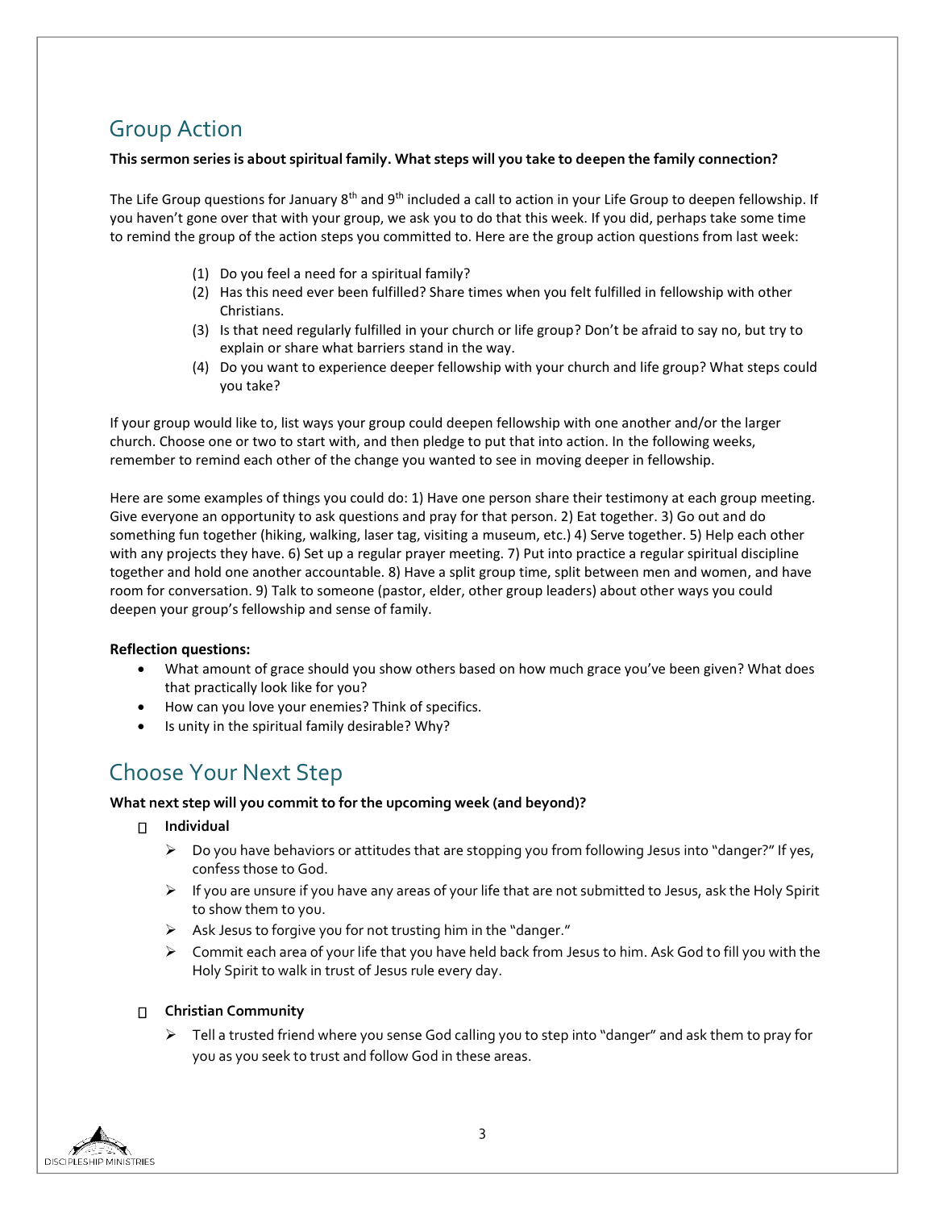## Group Action

**This sermon series is about spiritual family. What steps will you take to deepen the family connection?**

The Life Group questions for January 8th and 9th included a call to action in your Life Group to deepen fellowship. If you haven't gone over that with your group, we ask you to do that this week. If you did, perhaps take some time to remind the group of the action steps you committed to. Here are the group action questions from last week:

(1) Do you feel a need for a spiritual family?
(2) Has this need ever been fulfilled? Share times when you felt fulfilled in fellowship with other Christians.
(3) Is that need regularly fulfilled in your church or life group? Don't be afraid to say no, but try to explain or share what barriers stand in the way.
(4) Do you want to experience deeper fellowship with your church and life group? What steps could you take?

If your group would like to, list ways your group could deepen fellowship with one another and/or the larger church. Choose one or two to start with, and then pledge to put that into action. In the following weeks, remember to remind each other of the change you wanted to see in moving deeper in fellowship.

Here are some examples of things you could do: 1) Have one person share their testimony at each group meeting. Give everyone an opportunity to ask questions and pray for that person. 2) Eat together. 3) Go out and do something fun together (hiking, walking, laser tag, visiting a museum, etc.) 4) Serve together. 5) Help each other with any projects they have. 6) Set up a regular prayer meeting. 7) Put into practice a regular spiritual discipline together and hold one another accountable. 8) Have a split group time, split between men and women, and have room for conversation. 9) Talk to someone (pastor, elder, other group leaders) about other ways you could deepen your group's fellowship and sense of family.

**Reflection questions:**

- What amount of grace should you show others based on how much grace you've been given? What does that practically look like for you?
- How can you love your enemies? Think of specifics.
- Is unity in the spiritual family desirable? Why?

## Choose Your Next Step

**What next step will you commit to for the upcoming week (and beyond)?**

- [ ] **Individual**
  - Do you have behaviors or attitudes that are stopping you from following Jesus into "danger?" If yes, confess those to God.
  - If you are unsure if you have any areas of your life that are not submitted to Jesus, ask the Holy Spirit to show them to you.
  - Ask Jesus to forgive you for not trusting him in the "danger."
  - Commit each area of your life that you have held back from Jesus to him. Ask God to fill you with the Holy Spirit to walk in trust of Jesus rule every day.

- [ ] **Christian Community**
  - Tell a trusted friend where you sense God calling you to step into "danger" and ask them to pray for you as you seek to trust and follow God in these areas.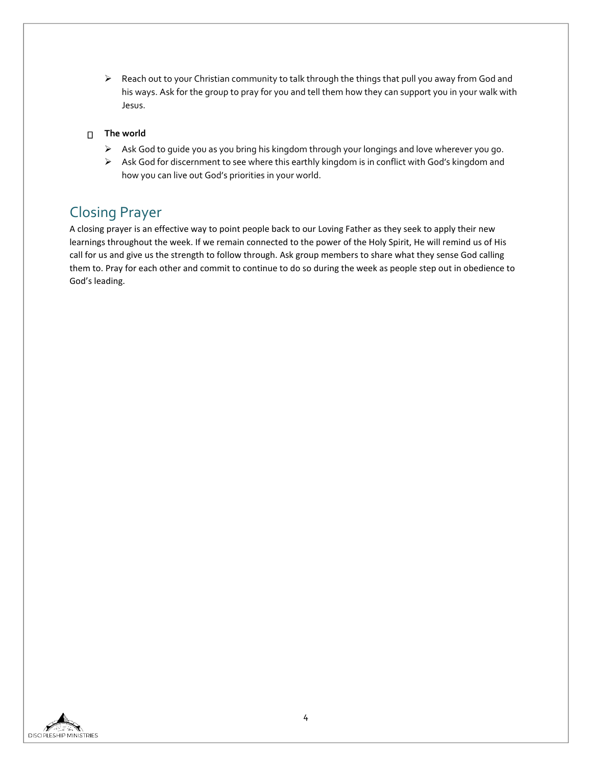- Reach out to your Christian community to talk through the things that pull you away from God and his ways. Ask for the group to pray for you and tell them how they can support you in your walk with Jesus.

- **The world**
  - Ask God to guide you as you bring his kingdom through your longings and love wherever you go.
  - Ask God for discernment to see where this earthly kingdom is in conflict with God's kingdom and how you can live out God's priorities in your world.

## Closing Prayer

A closing prayer is an effective way to point people back to our Loving Father as they seek to apply their new learnings throughout the week. If we remain connected to the power of the Holy Spirit, He will remind us of His call for us and give us the strength to follow through. Ask group members to share what they sense God calling them to. Pray for each other and commit to continue to do so during the week as people step out in obedience to God's leading.